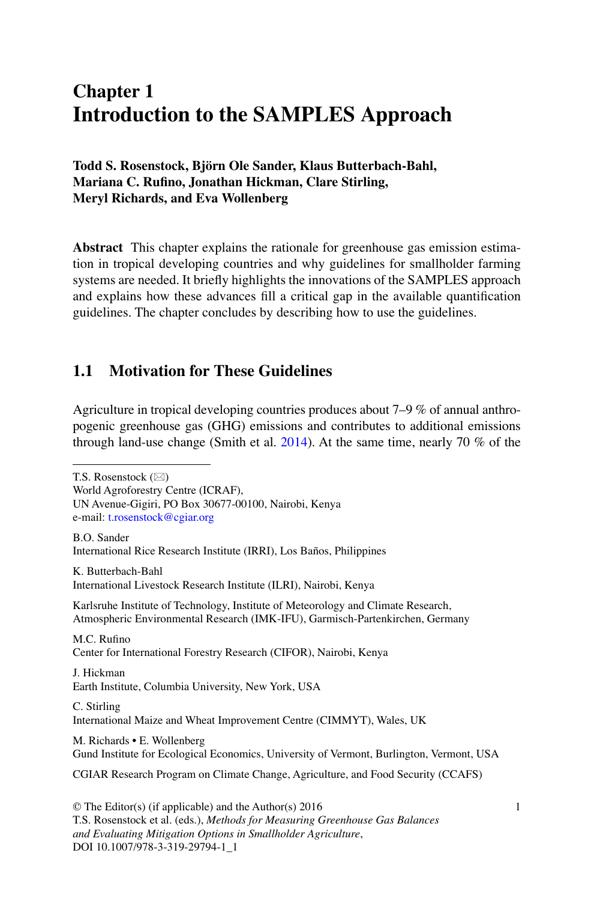# Chapter 1
# Introduction to the SAMPLES Approach

**Todd S. Rosenstock, Björn Ole Sander, Klaus Butterbach-Bahl, Mariana C. Rufino, Jonathan Hickman, Clare Stirling, Meryl Richards, and Eva Wollenberg**

**Abstract** This chapter explains the rationale for greenhouse gas emission estimation in tropical developing countries and why guidelines for smallholder farming systems are needed. It briefly highlights the innovations of the SAMPLES approach and explains how these advances fill a critical gap in the available quantification guidelines. The chapter concludes by describing how to use the guidelines.

## 1.1 Motivation for These Guidelines

Agriculture in tropical developing countries produces about 7–9 % of annual anthropogenic greenhouse gas (GHG) emissions and contributes to additional emissions through land-use change (Smith et al. 2014). At the same time, nearly 70 % of the

---

T.S. Rosenstock (✉)
World Agroforestry Centre (ICRAF),
UN Avenue-Gigiri, PO Box 30677-00100, Nairobi, Kenya
e-mail: t.rosenstock@cgiar.org

B.O. Sander
International Rice Research Institute (IRRI), Los Baños, Philippines

K. Butterbach-Bahl
International Livestock Research Institute (ILRI), Nairobi, Kenya

Karlsruhe Institute of Technology, Institute of Meteorology and Climate Research, Atmospheric Environmental Research (IMK-IFU), Garmisch-Partenkirchen, Germany

M.C. Rufino
Center for International Forestry Research (CIFOR), Nairobi, Kenya

J. Hickman
Earth Institute, Columbia University, New York, USA

C. Stirling
International Maize and Wheat Improvement Centre (CIMMYT), Wales, UK

M. Richards • E. Wollenberg
Gund Institute for Ecological Economics, University of Vermont, Burlington, Vermont, USA

CGIAR Research Program on Climate Change, Agriculture, and Food Security (CCAFS)

© The Editor(s) (if applicable) and the Author(s) 2016
T.S. Rosenstock et al. (eds.), *Methods for Measuring Greenhouse Gas Balances and Evaluating Mitigation Options in Smallholder Agriculture*,
DOI 10.1007/978-3-319-29794-1_1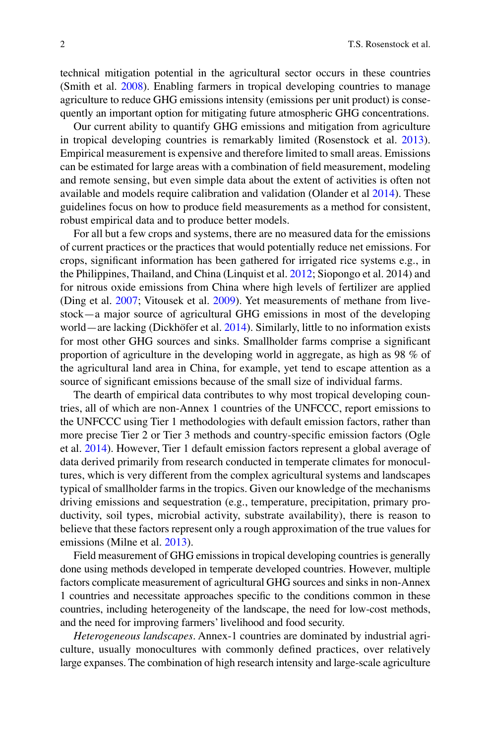technical mitigation potential in the agricultural sector occurs in these countries (Smith et al. 2008). Enabling farmers in tropical developing countries to manage agriculture to reduce GHG emissions intensity (emissions per unit product) is consequently an important option for mitigating future atmospheric GHG concentrations.

Our current ability to quantify GHG emissions and mitigation from agriculture in tropical developing countries is remarkably limited (Rosenstock et al. 2013). Empirical measurement is expensive and therefore limited to small areas. Emissions can be estimated for large areas with a combination of field measurement, modeling and remote sensing, but even simple data about the extent of activities is often not available and models require calibration and validation (Olander et al 2014). These guidelines focus on how to produce field measurements as a method for consistent, robust empirical data and to produce better models.

For all but a few crops and systems, there are no measured data for the emissions of current practices or the practices that would potentially reduce net emissions. For crops, significant information has been gathered for irrigated rice systems e.g., in the Philippines, Thailand, and China (Linquist et al. 2012; Siopongo et al. 2014) and for nitrous oxide emissions from China where high levels of fertilizer are applied (Ding et al. 2007; Vitousek et al. 2009). Yet measurements of methane from livestock—a major source of agricultural GHG emissions in most of the developing world—are lacking (Dickhöfer et al. 2014). Similarly, little to no information exists for most other GHG sources and sinks. Smallholder farms comprise a significant proportion of agriculture in the developing world in aggregate, as high as 98 % of the agricultural land area in China, for example, yet tend to escape attention as a source of significant emissions because of the small size of individual farms.

The dearth of empirical data contributes to why most tropical developing countries, all of which are non-Annex 1 countries of the UNFCCC, report emissions to the UNFCCC using Tier 1 methodologies with default emission factors, rather than more precise Tier 2 or Tier 3 methods and country-specific emission factors (Ogle et al. 2014). However, Tier 1 default emission factors represent a global average of data derived primarily from research conducted in temperate climates for monocultures, which is very different from the complex agricultural systems and landscapes typical of smallholder farms in the tropics. Given our knowledge of the mechanisms driving emissions and sequestration (e.g., temperature, precipitation, primary productivity, soil types, microbial activity, substrate availability), there is reason to believe that these factors represent only a rough approximation of the true values for emissions (Milne et al. 2013).

Field measurement of GHG emissions in tropical developing countries is generally done using methods developed in temperate developed countries. However, multiple factors complicate measurement of agricultural GHG sources and sinks in non-Annex 1 countries and necessitate approaches specific to the conditions common in these countries, including heterogeneity of the landscape, the need for low-cost methods, and the need for improving farmers' livelihood and food security.

*Heterogeneous landscapes*. Annex-1 countries are dominated by industrial agriculture, usually monocultures with commonly defined practices, over relatively large expanses. The combination of high research intensity and large-scale agriculture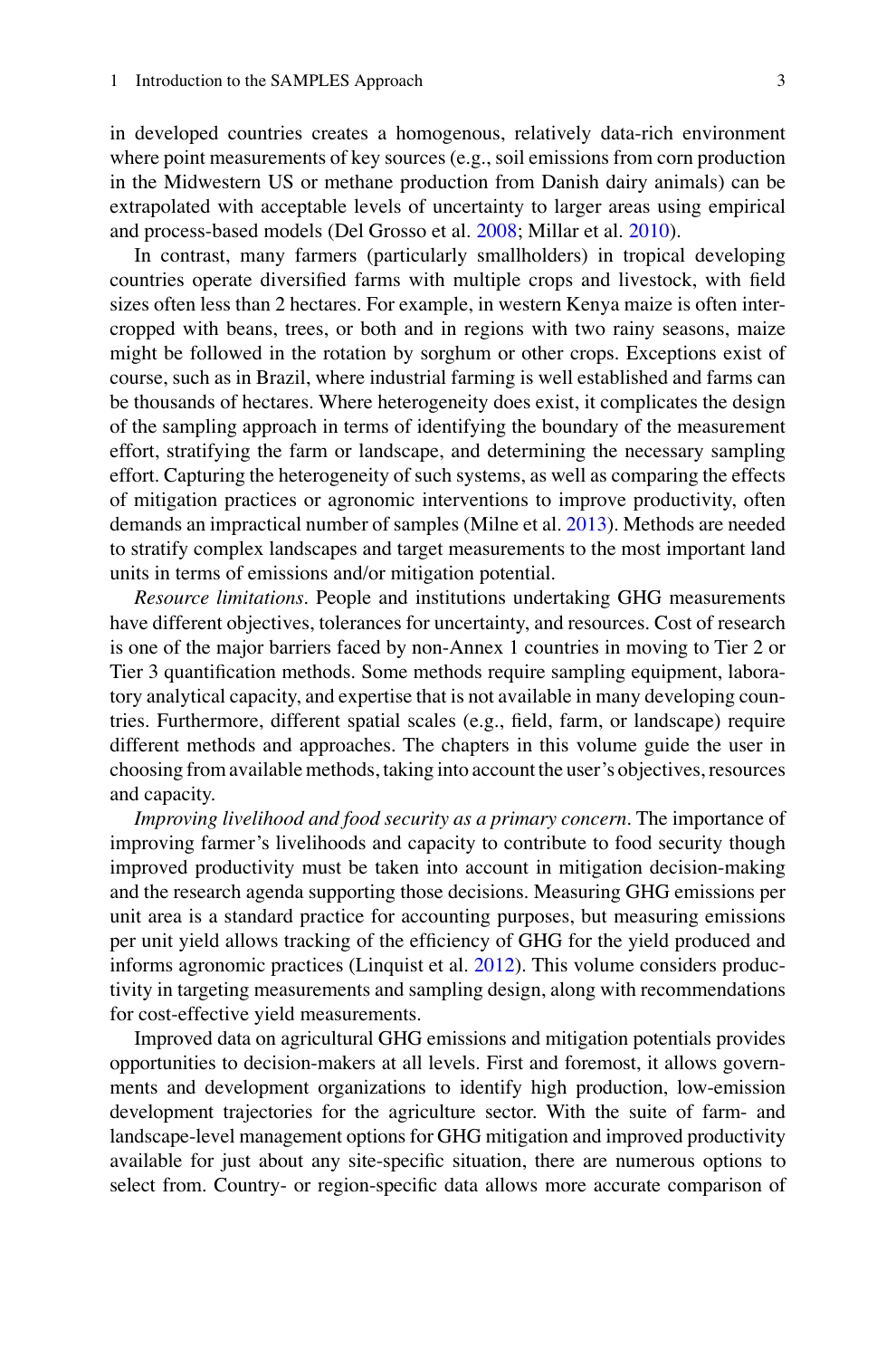in developed countries creates a homogenous, relatively data-rich environment where point measurements of key sources (e.g., soil emissions from corn production in the Midwestern US or methane production from Danish dairy animals) can be extrapolated with acceptable levels of uncertainty to larger areas using empirical and process-based models (Del Grosso et al. 2008; Millar et al. 2010).

In contrast, many farmers (particularly smallholders) in tropical developing countries operate diversified farms with multiple crops and livestock, with field sizes often less than 2 hectares. For example, in western Kenya maize is often intercropped with beans, trees, or both and in regions with two rainy seasons, maize might be followed in the rotation by sorghum or other crops. Exceptions exist of course, such as in Brazil, where industrial farming is well established and farms can be thousands of hectares. Where heterogeneity does exist, it complicates the design of the sampling approach in terms of identifying the boundary of the measurement effort, stratifying the farm or landscape, and determining the necessary sampling effort. Capturing the heterogeneity of such systems, as well as comparing the effects of mitigation practices or agronomic interventions to improve productivity, often demands an impractical number of samples (Milne et al. 2013). Methods are needed to stratify complex landscapes and target measurements to the most important land units in terms of emissions and/or mitigation potential.

*Resource limitations*. People and institutions undertaking GHG measurements have different objectives, tolerances for uncertainty, and resources. Cost of research is one of the major barriers faced by non-Annex 1 countries in moving to Tier 2 or Tier 3 quantification methods. Some methods require sampling equipment, laboratory analytical capacity, and expertise that is not available in many developing countries. Furthermore, different spatial scales (e.g., field, farm, or landscape) require different methods and approaches. The chapters in this volume guide the user in choosing from available methods, taking into account the user's objectives, resources and capacity.

*Improving livelihood and food security as a primary concern*. The importance of improving farmer's livelihoods and capacity to contribute to food security though improved productivity must be taken into account in mitigation decision-making and the research agenda supporting those decisions. Measuring GHG emissions per unit area is a standard practice for accounting purposes, but measuring emissions per unit yield allows tracking of the efficiency of GHG for the yield produced and informs agronomic practices (Linquist et al. 2012). This volume considers productivity in targeting measurements and sampling design, along with recommendations for cost-effective yield measurements.

Improved data on agricultural GHG emissions and mitigation potentials provides opportunities to decision-makers at all levels. First and foremost, it allows governments and development organizations to identify high production, low-emission development trajectories for the agriculture sector. With the suite of farm- and landscape-level management options for GHG mitigation and improved productivity available for just about any site-specific situation, there are numerous options to select from. Country- or region-specific data allows more accurate comparison of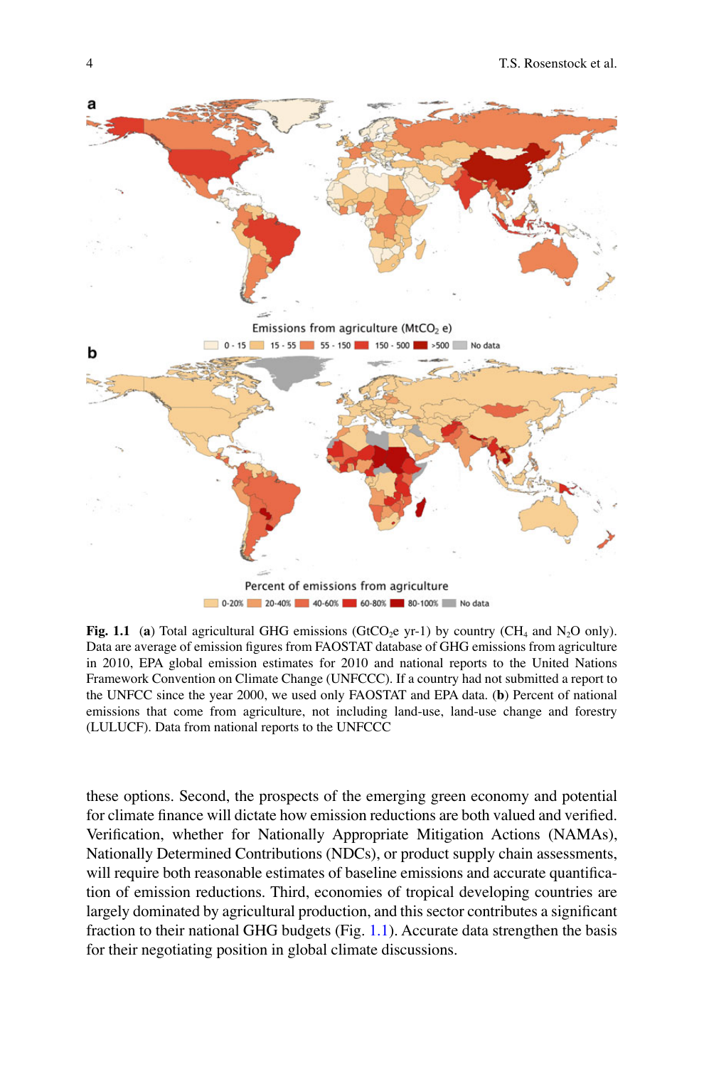**Fig. 1.1** (**a**) Total agricultural GHG emissions ($GtCO_2e$ yr-1) by country ($CH_4$ and $N_2O$ only). Data are average of emission figures from FAOSTAT database of GHG emissions from agriculture in 2010, EPA global emission estimates for 2010 and national reports to the United Nations Framework Convention on Climate Change (UNFCCC). If a country had not submitted a report to the UNFCC since the year 2000, we used only FAOSTAT and EPA data. (**b**) Percent of national emissions that come from agriculture, not including land-use, land-use change and forestry (LULUCF). Data from national reports to the UNFCCC

these options. Second, the prospects of the emerging green economy and potential for climate finance will dictate how emission reductions are both valued and verified. Verification, whether for Nationally Appropriate Mitigation Actions (NAMAs), Nationally Determined Contributions (NDCs), or product supply chain assessments, will require both reasonable estimates of baseline emissions and accurate quantification of emission reductions. Third, economies of tropical developing countries are largely dominated by agricultural production, and this sector contributes a significant fraction to their national GHG budgets (Fig. 1.1). Accurate data strengthen the basis for their negotiating position in global climate discussions.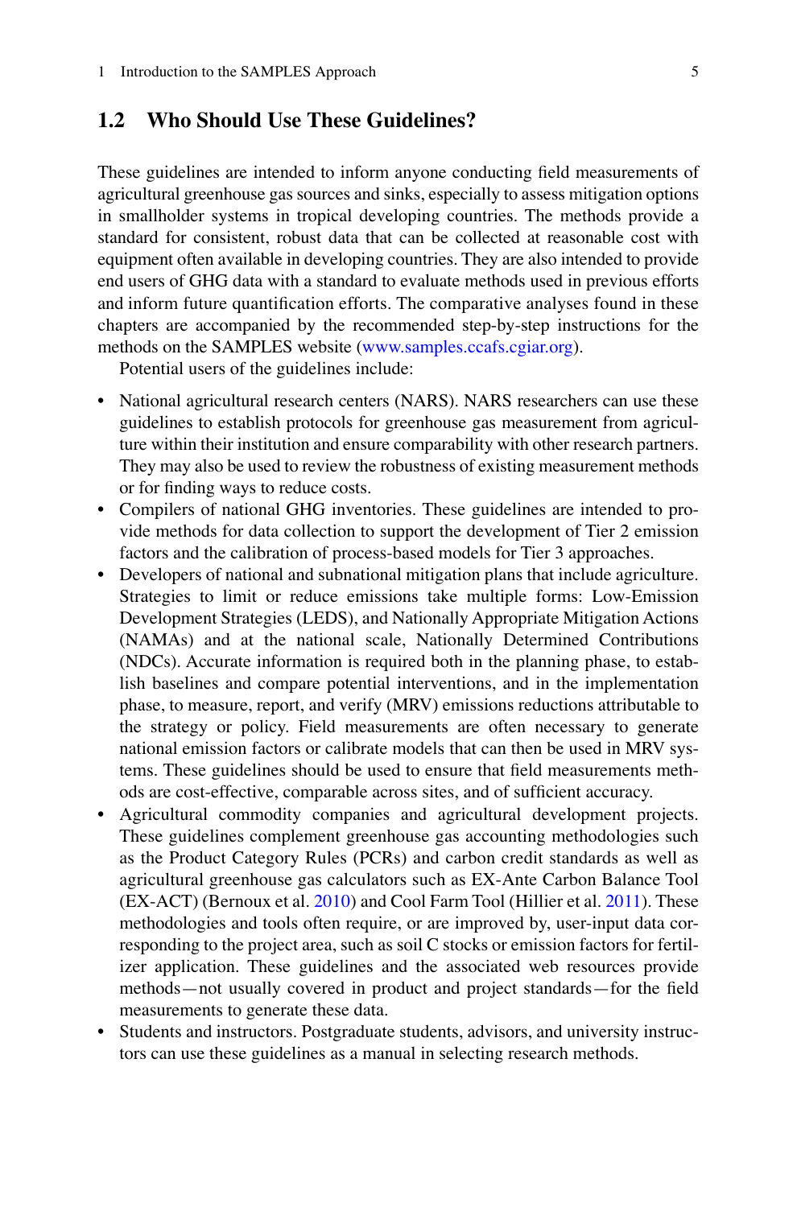## 1.2 Who Should Use These Guidelines?

These guidelines are intended to inform anyone conducting field measurements of agricultural greenhouse gas sources and sinks, especially to assess mitigation options in smallholder systems in tropical developing countries. The methods provide a standard for consistent, robust data that can be collected at reasonable cost with equipment often available in developing countries. They are also intended to provide end users of GHG data with a standard to evaluate methods used in previous efforts and inform future quantification efforts. The comparative analyses found in these chapters are accompanied by the recommended step-by-step instructions for the methods on the SAMPLES website (www.samples.ccafs.cgiar.org).

Potential users of the guidelines include:

- National agricultural research centers (NARS). NARS researchers can use these guidelines to establish protocols for greenhouse gas measurement from agriculture within their institution and ensure comparability with other research partners. They may also be used to review the robustness of existing measurement methods or for finding ways to reduce costs.
- Compilers of national GHG inventories. These guidelines are intended to provide methods for data collection to support the development of Tier 2 emission factors and the calibration of process-based models for Tier 3 approaches.
- Developers of national and subnational mitigation plans that include agriculture. Strategies to limit or reduce emissions take multiple forms: Low-Emission Development Strategies (LEDS), and Nationally Appropriate Mitigation Actions (NAMAs) and at the national scale, Nationally Determined Contributions (NDCs). Accurate information is required both in the planning phase, to establish baselines and compare potential interventions, and in the implementation phase, to measure, report, and verify (MRV) emissions reductions attributable to the strategy or policy. Field measurements are often necessary to generate national emission factors or calibrate models that can then be used in MRV systems. These guidelines should be used to ensure that field measurements methods are cost-effective, comparable across sites, and of sufficient accuracy.
- Agricultural commodity companies and agricultural development projects. These guidelines complement greenhouse gas accounting methodologies such as the Product Category Rules (PCRs) and carbon credit standards as well as agricultural greenhouse gas calculators such as EX-Ante Carbon Balance Tool (EX-ACT) (Bernoux et al. 2010) and Cool Farm Tool (Hillier et al. 2011). These methodologies and tools often require, or are improved by, user-input data corresponding to the project area, such as soil C stocks or emission factors for fertilizer application. These guidelines and the associated web resources provide methods—not usually covered in product and project standards—for the field measurements to generate these data.
- Students and instructors. Postgraduate students, advisors, and university instructors can use these guidelines as a manual in selecting research methods.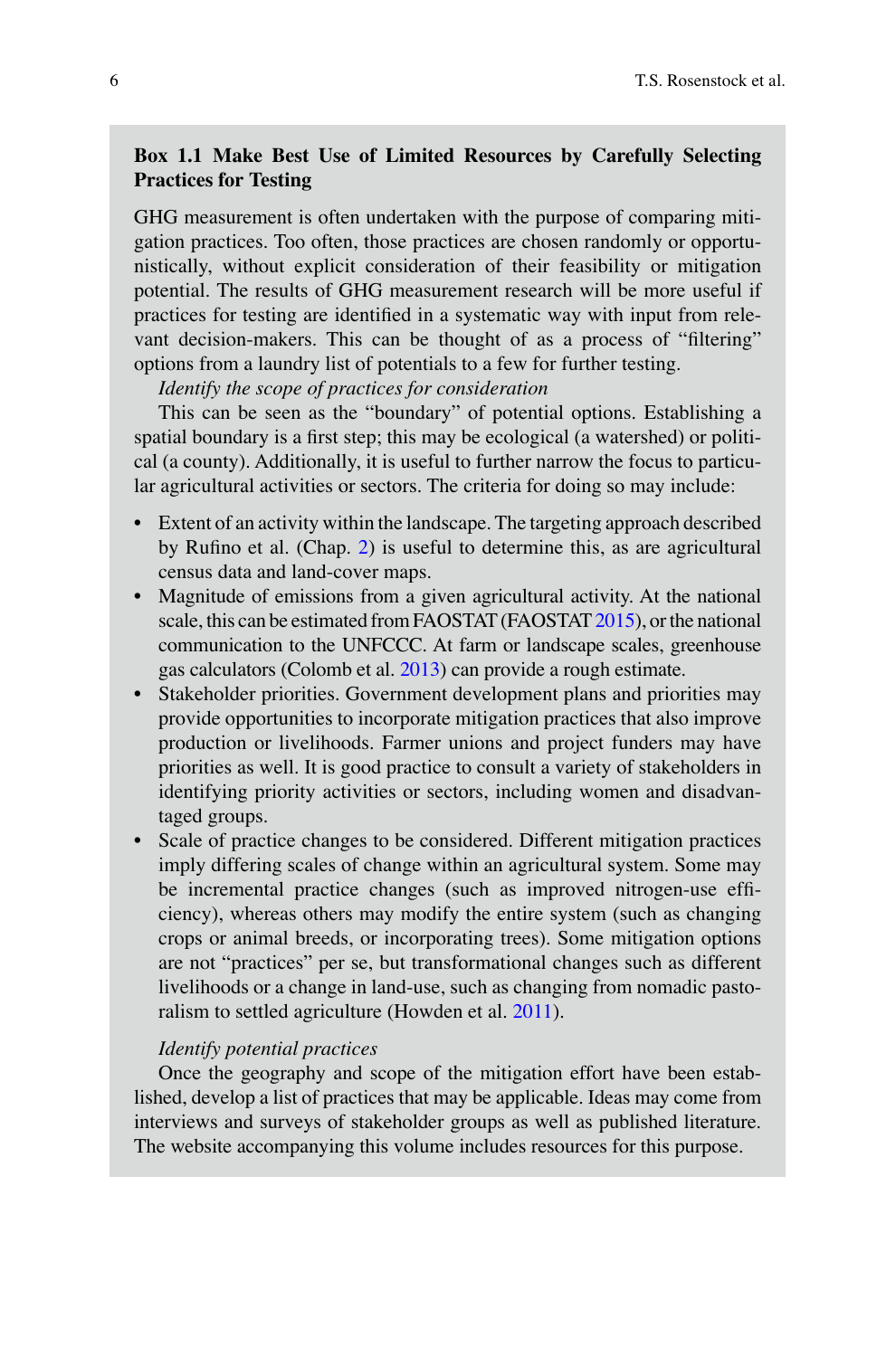**Box 1.1 Make Best Use of Limited Resources by Carefully Selecting Practices for Testing**

GHG measurement is often undertaken with the purpose of comparing mitigation practices. Too often, those practices are chosen randomly or opportunistically, without explicit consideration of their feasibility or mitigation potential. The results of GHG measurement research will be more useful if practices for testing are identified in a systematic way with input from relevant decision-makers. This can be thought of as a process of "filtering" options from a laundry list of potentials to a few for further testing.

*Identify the scope of practices for consideration*

This can be seen as the "boundary" of potential options. Establishing a spatial boundary is a first step; this may be ecological (a watershed) or political (a county). Additionally, it is useful to further narrow the focus to particular agricultural activities or sectors. The criteria for doing so may include:

- Extent of an activity within the landscape. The targeting approach described by Rufino et al. (Chap. 2) is useful to determine this, as are agricultural census data and land-cover maps.
- Magnitude of emissions from a given agricultural activity. At the national scale, this can be estimated from FAOSTAT (FAOSTAT 2015), or the national communication to the UNFCCC. At farm or landscape scales, greenhouse gas calculators (Colomb et al. 2013) can provide a rough estimate.
- Stakeholder priorities. Government development plans and priorities may provide opportunities to incorporate mitigation practices that also improve production or livelihoods. Farmer unions and project funders may have priorities as well. It is good practice to consult a variety of stakeholders in identifying priority activities or sectors, including women and disadvantaged groups.
- Scale of practice changes to be considered. Different mitigation practices imply differing scales of change within an agricultural system. Some may be incremental practice changes (such as improved nitrogen-use efficiency), whereas others may modify the entire system (such as changing crops or animal breeds, or incorporating trees). Some mitigation options are not "practices" per se, but transformational changes such as different livelihoods or a change in land-use, such as changing from nomadic pastoralism to settled agriculture (Howden et al. 2011).

*Identify potential practices*

Once the geography and scope of the mitigation effort have been established, develop a list of practices that may be applicable. Ideas may come from interviews and surveys of stakeholder groups as well as published literature. The website accompanying this volume includes resources for this purpose.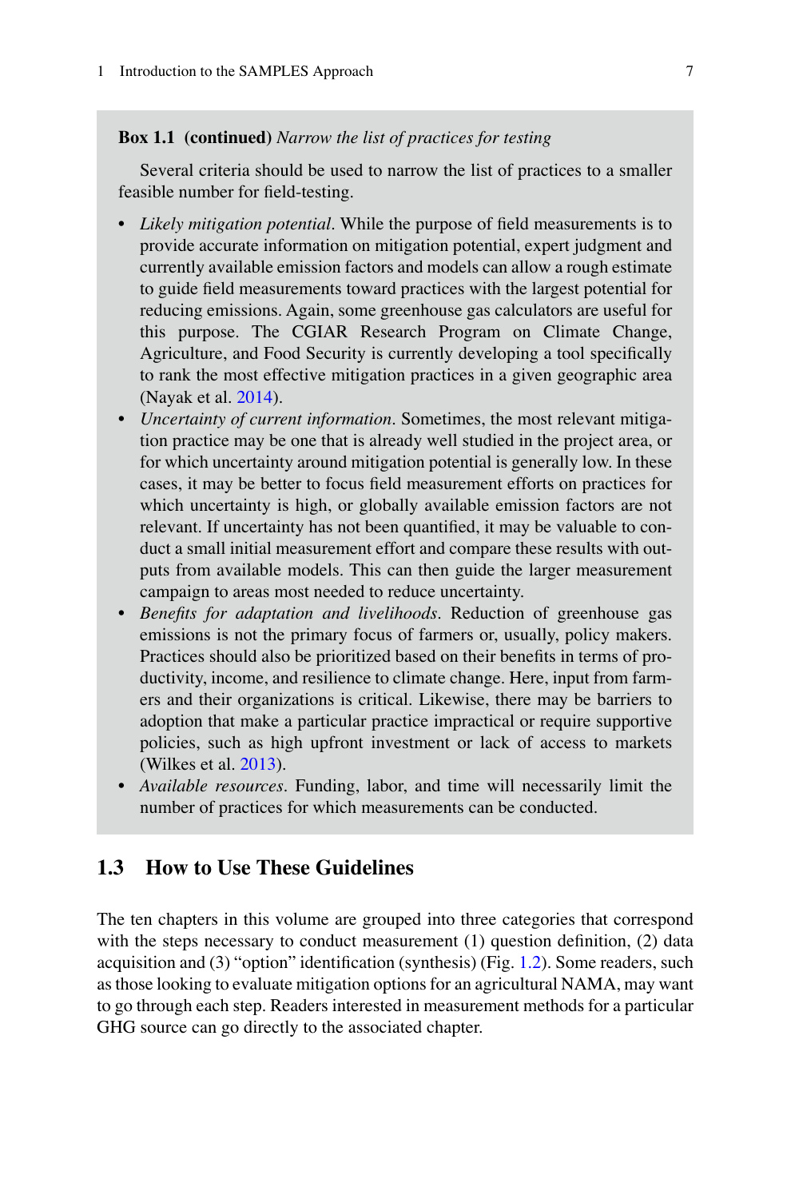**Box 1.1 (continued)** *Narrow the list of practices for testing*

Several criteria should be used to narrow the list of practices to a smaller feasible number for field-testing.

- *Likely mitigation potential*. While the purpose of field measurements is to provide accurate information on mitigation potential, expert judgment and currently available emission factors and models can allow a rough estimate to guide field measurements toward practices with the largest potential for reducing emissions. Again, some greenhouse gas calculators are useful for this purpose. The CGIAR Research Program on Climate Change, Agriculture, and Food Security is currently developing a tool specifically to rank the most effective mitigation practices in a given geographic area (Nayak et al. 2014).
- *Uncertainty of current information*. Sometimes, the most relevant mitigation practice may be one that is already well studied in the project area, or for which uncertainty around mitigation potential is generally low. In these cases, it may be better to focus field measurement efforts on practices for which uncertainty is high, or globally available emission factors are not relevant. If uncertainty has not been quantified, it may be valuable to conduct a small initial measurement effort and compare these results with outputs from available models. This can then guide the larger measurement campaign to areas most needed to reduce uncertainty.
- *Benefits for adaptation and livelihoods*. Reduction of greenhouse gas emissions is not the primary focus of farmers or, usually, policy makers. Practices should also be prioritized based on their benefits in terms of productivity, income, and resilience to climate change. Here, input from farmers and their organizations is critical. Likewise, there may be barriers to adoption that make a particular practice impractical or require supportive policies, such as high upfront investment or lack of access to markets (Wilkes et al. 2013).
- *Available resources*. Funding, labor, and time will necessarily limit the number of practices for which measurements can be conducted.

## 1.3 How to Use These Guidelines

The ten chapters in this volume are grouped into three categories that correspond with the steps necessary to conduct measurement (1) question definition, (2) data acquisition and (3) "option" identification (synthesis) (Fig. 1.2). Some readers, such as those looking to evaluate mitigation options for an agricultural NAMA, may want to go through each step. Readers interested in measurement methods for a particular GHG source can go directly to the associated chapter.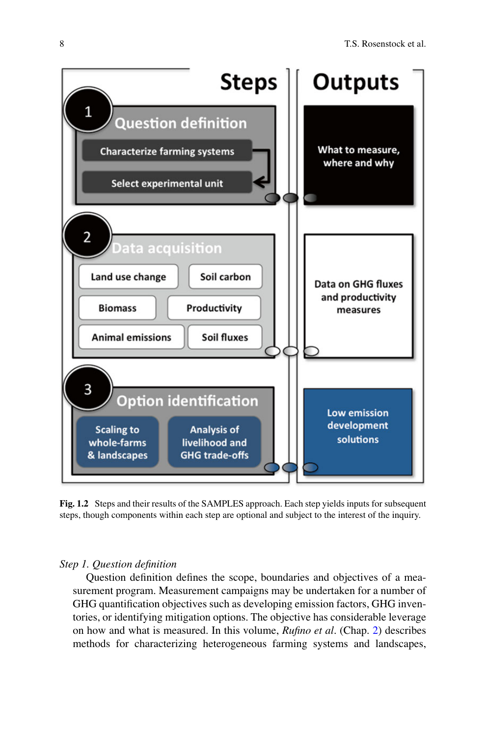| Steps | Outputs |
| --- | --- |
| **1 Question definition**: Characterize farming systems → Select experimental unit | What to measure, where and why |
| **2 Data acquisition**: Land use change; Soil carbon; Biomass; Productivity; Animal emissions; Soil fluxes | Data on GHG fluxes and productivity measures |
| **3 Option identification**: Scaling to whole-farms & landscapes; Analysis of livelihood and GHG trade-offs | Low emission development solutions |

**Fig. 1.2** Steps and their results of the SAMPLES approach. Each step yields inputs for subsequent steps, though components within each step are optional and subject to the interest of the inquiry.

*Step 1. Question definition*

Question definition defines the scope, boundaries and objectives of a measurement program. Measurement campaigns may be undertaken for a number of GHG quantification objectives such as developing emission factors, GHG inventories, or identifying mitigation options. The objective has considerable leverage on how and what is measured. In this volume, *Rufino et al*. (Chap. 2) describes methods for characterizing heterogeneous farming systems and landscapes,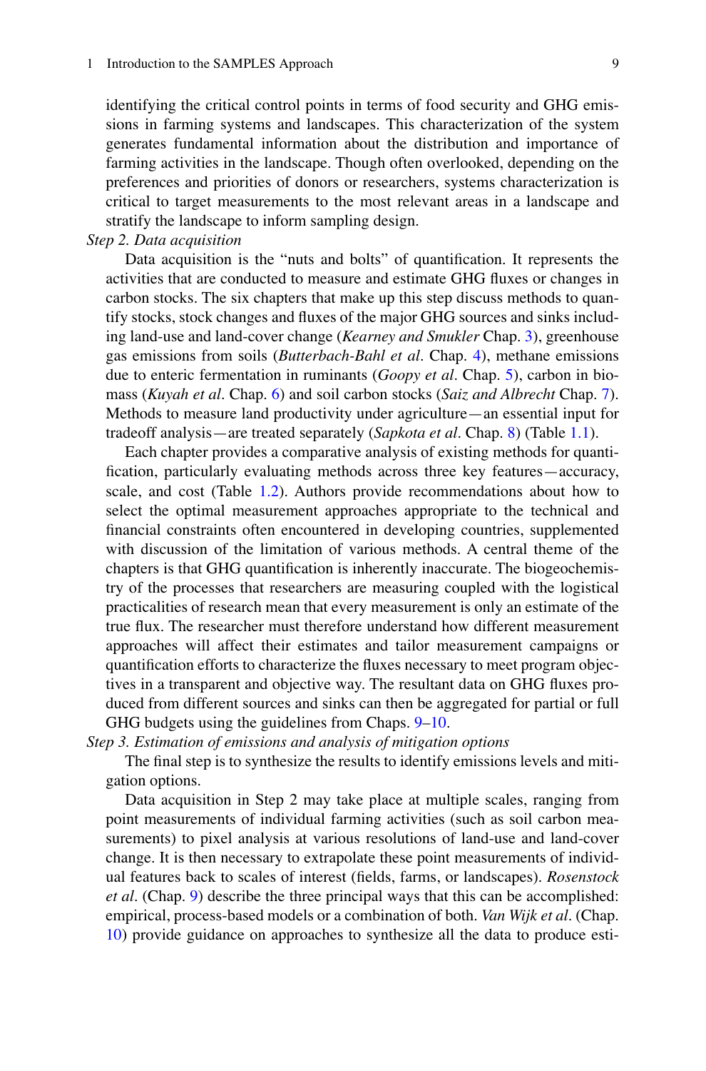identifying the critical control points in terms of food security and GHG emissions in farming systems and landscapes. This characterization of the system generates fundamental information about the distribution and importance of farming activities in the landscape. Though often overlooked, depending on the preferences and priorities of donors or researchers, systems characterization is critical to target measurements to the most relevant areas in a landscape and stratify the landscape to inform sampling design.

*Step 2. Data acquisition*

Data acquisition is the "nuts and bolts" of quantification. It represents the activities that are conducted to measure and estimate GHG fluxes or changes in carbon stocks. The six chapters that make up this step discuss methods to quantify stocks, stock changes and fluxes of the major GHG sources and sinks including land-use and land-cover change (*Kearney and Smukler* Chap. 3), greenhouse gas emissions from soils (*Butterbach-Bahl et al*. Chap. 4), methane emissions due to enteric fermentation in ruminants (*Goopy et al*. Chap. 5), carbon in biomass (*Kuyah et al*. Chap. 6) and soil carbon stocks (*Saiz and Albrecht* Chap. 7). Methods to measure land productivity under agriculture—an essential input for tradeoff analysis—are treated separately (*Sapkota et al*. Chap. 8) (Table 1.1).

Each chapter provides a comparative analysis of existing methods for quantification, particularly evaluating methods across three key features—accuracy, scale, and cost (Table 1.2). Authors provide recommendations about how to select the optimal measurement approaches appropriate to the technical and financial constraints often encountered in developing countries, supplemented with discussion of the limitation of various methods. A central theme of the chapters is that GHG quantification is inherently inaccurate. The biogeochemistry of the processes that researchers are measuring coupled with the logistical practicalities of research mean that every measurement is only an estimate of the true flux. The researcher must therefore understand how different measurement approaches will affect their estimates and tailor measurement campaigns or quantification efforts to characterize the fluxes necessary to meet program objectives in a transparent and objective way. The resultant data on GHG fluxes produced from different sources and sinks can then be aggregated for partial or full GHG budgets using the guidelines from Chaps. 9–10.

*Step 3. Estimation of emissions and analysis of mitigation options*

The final step is to synthesize the results to identify emissions levels and mitigation options.

Data acquisition in Step 2 may take place at multiple scales, ranging from point measurements of individual farming activities (such as soil carbon measurements) to pixel analysis at various resolutions of land-use and land-cover change. It is then necessary to extrapolate these point measurements of individual features back to scales of interest (fields, farms, or landscapes). *Rosenstock et al*. (Chap. 9) describe the three principal ways that this can be accomplished: empirical, process-based models or a combination of both. *Van Wijk et al*. (Chap. 10) provide guidance on approaches to synthesize all the data to produce esti-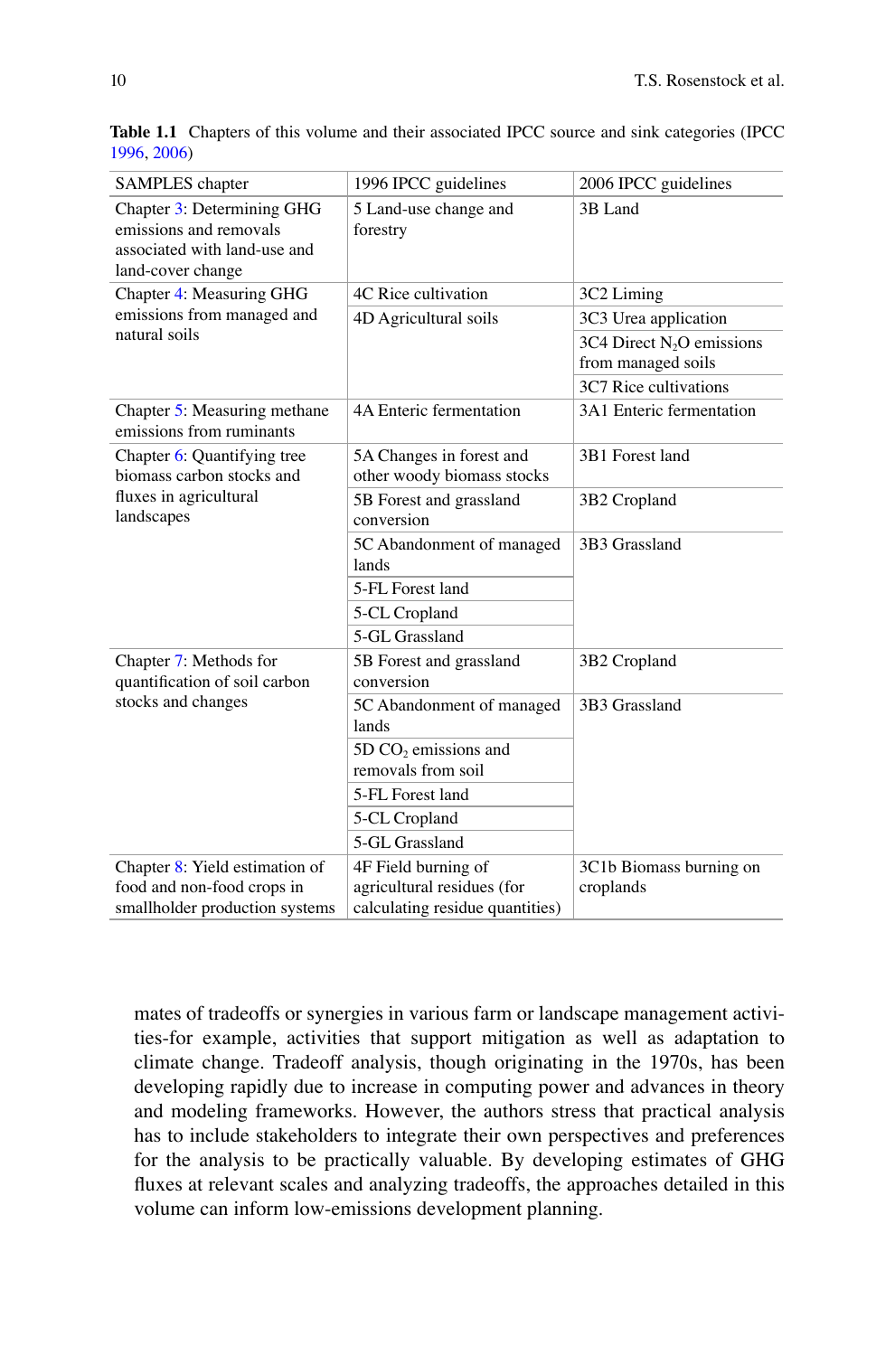**Table 1.1** Chapters of this volume and their associated IPCC source and sink categories (IPCC 1996, 2006)

| SAMPLES chapter | 1996 IPCC guidelines | 2006 IPCC guidelines |
|---|---|---|
| Chapter 3: Determining GHG emissions and removals associated with land-use and land-cover change | 5 Land-use change and forestry | 3B Land |
| Chapter 4: Measuring GHG emissions from managed and natural soils | 4C Rice cultivation | 3C2 Liming |
| | 4D Agricultural soils | 3C3 Urea application |
| | | 3C4 Direct $N_2O$ emissions from managed soils |
| | | 3C7 Rice cultivations |
| Chapter 5: Measuring methane emissions from ruminants | 4A Enteric fermentation | 3A1 Enteric fermentation |
| Chapter 6: Quantifying tree biomass carbon stocks and fluxes in agricultural landscapes | 5A Changes in forest and other woody biomass stocks | 3B1 Forest land |
| | 5B Forest and grassland conversion | 3B2 Cropland |
| | 5C Abandonment of managed lands | 3B3 Grassland |
| | 5-FL Forest land | |
| | 5-CL Cropland | |
| | 5-GL Grassland | |
| Chapter 7: Methods for quantification of soil carbon stocks and changes | 5B Forest and grassland conversion | 3B2 Cropland |
| | 5C Abandonment of managed lands | 3B3 Grassland |
| | 5D $CO_2$ emissions and removals from soil | |
| | 5-FL Forest land | |
| | 5-CL Cropland | |
| | 5-GL Grassland | |
| Chapter 8: Yield estimation of food and non-food crops in smallholder production systems | 4F Field burning of agricultural residues (for calculating residue quantities) | 3C1b Biomass burning on croplands |

mates of tradeoffs or synergies in various farm or landscape management activities-for example, activities that support mitigation as well as adaptation to climate change. Tradeoff analysis, though originating in the 1970s, has been developing rapidly due to increase in computing power and advances in theory and modeling frameworks. However, the authors stress that practical analysis has to include stakeholders to integrate their own perspectives and preferences for the analysis to be practically valuable. By developing estimates of GHG fluxes at relevant scales and analyzing tradeoffs, the approaches detailed in this volume can inform low-emissions development planning.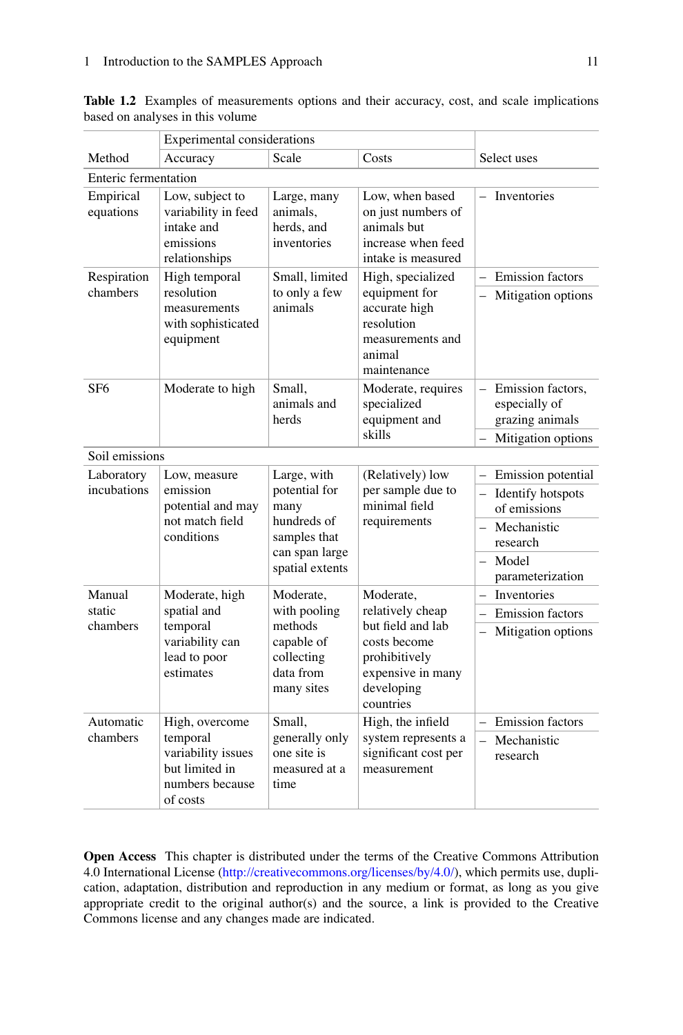**Table 1.2** Examples of measurements options and their accuracy, cost, and scale implications based on analyses in this volume

| Method | Experimental considerations | | | Select uses |
|---|---|---|---|---|
| | Accuracy | Scale | Costs | |
| **Enteric fermentation** | | | | |
| Empirical equations | Low, subject to variability in feed intake and emissions relationships | Large, many animals, herds, and inventories | Low, when based on just numbers of animals but increase when feed intake is measured | – Inventories |
| Respiration chambers | High temporal resolution measurements with sophisticated equipment | Small, limited to only a few animals | High, specialized equipment for accurate high resolution measurements and animal maintenance | – Emission factors<br>– Mitigation options |
| SF6 | Moderate to high | Small, animals and herds | Moderate, requires specialized equipment and skills | – Emission factors, especially of grazing animals<br>– Mitigation options |
| **Soil emissions** | | | | |
| Laboratory incubations | Low, measure emission potential and may not match field conditions | Large, with potential for many hundreds of samples that can span large spatial extents | (Relatively) low per sample due to minimal field requirements | – Emission potential<br>– Identify hotspots of emissions<br>– Mechanistic research<br>– Model parameterization |
| Manual static chambers | Moderate, high spatial and temporal variability can lead to poor estimates | Moderate, with pooling methods capable of collecting data from many sites | Moderate, relatively cheap but field and lab costs become prohibitively expensive in many developing countries | – Inventories<br>– Emission factors<br>– Mitigation options |
| Automatic chambers | High, overcome temporal variability issues but limited in numbers because of costs | Small, generally only one site is measured at a time | High, the infield system represents a significant cost per measurement | – Emission factors<br>– Mechanistic research |

**Open Access** This chapter is distributed under the terms of the Creative Commons Attribution 4.0 International License (http://creativecommons.org/licenses/by/4.0/), which permits use, duplication, adaptation, distribution and reproduction in any medium or format, as long as you give appropriate credit to the original author(s) and the source, a link is provided to the Creative Commons license and any changes made are indicated.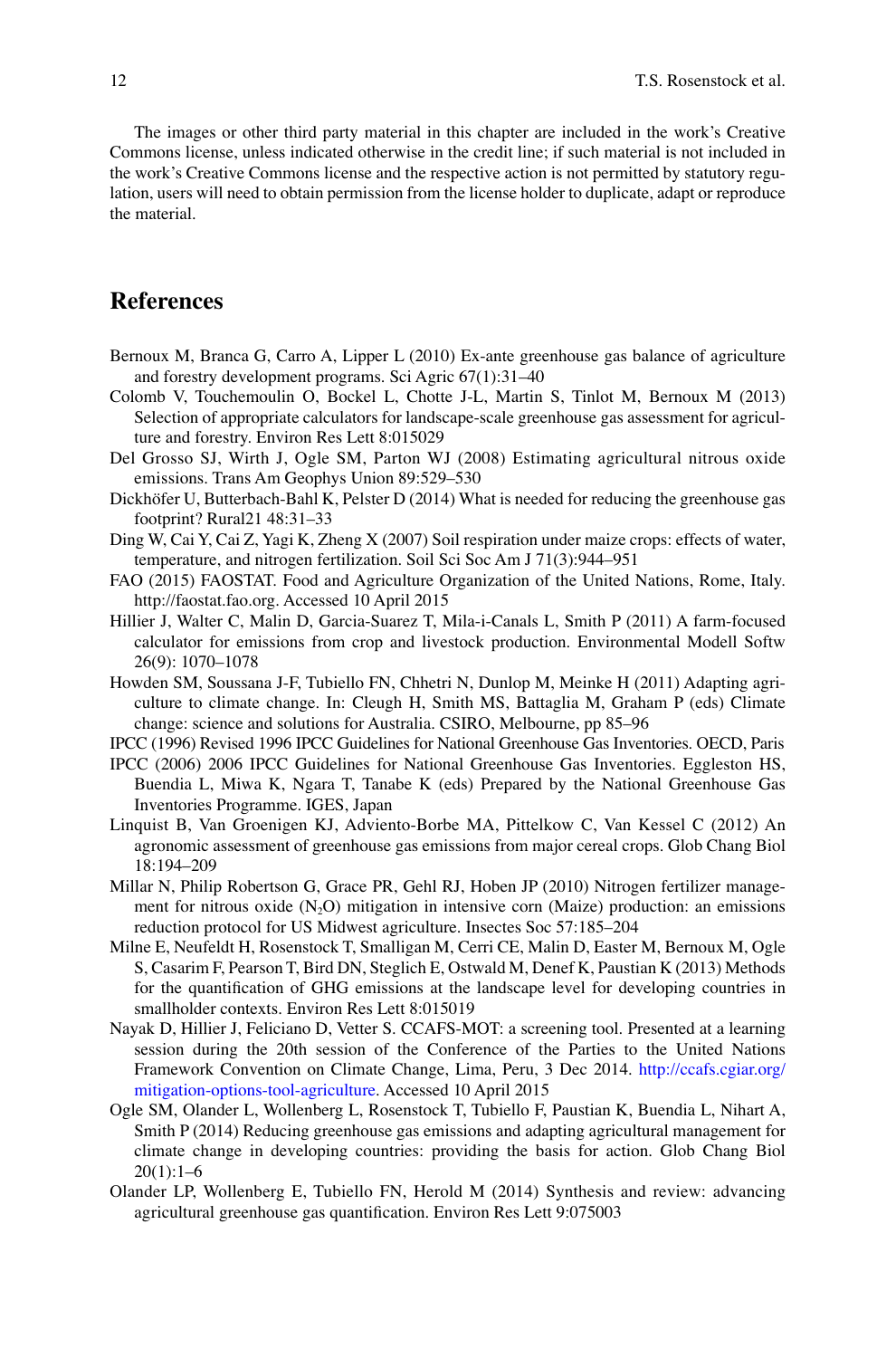The images or other third party material in this chapter are included in the work's Creative Commons license, unless indicated otherwise in the credit line; if such material is not included in the work's Creative Commons license and the respective action is not permitted by statutory regulation, users will need to obtain permission from the license holder to duplicate, adapt or reproduce the material.

## References

Bernoux M, Branca G, Carro A, Lipper L (2010) Ex-ante greenhouse gas balance of agriculture and forestry development programs. Sci Agric 67(1):31–40

Colomb V, Touchemoulin O, Bockel L, Chotte J-L, Martin S, Tinlot M, Bernoux M (2013) Selection of appropriate calculators for landscape-scale greenhouse gas assessment for agriculture and forestry. Environ Res Lett 8:015029

Del Grosso SJ, Wirth J, Ogle SM, Parton WJ (2008) Estimating agricultural nitrous oxide emissions. Trans Am Geophys Union 89:529–530

Dickhöfer U, Butterbach-Bahl K, Pelster D (2014) What is needed for reducing the greenhouse gas footprint? Rural21 48:31–33

Ding W, Cai Y, Cai Z, Yagi K, Zheng X (2007) Soil respiration under maize crops: effects of water, temperature, and nitrogen fertilization. Soil Sci Soc Am J 71(3):944–951

FAO (2015) FAOSTAT. Food and Agriculture Organization of the United Nations, Rome, Italy. http://faostat.fao.org. Accessed 10 April 2015

Hillier J, Walter C, Malin D, Garcia-Suarez T, Mila-i-Canals L, Smith P (2011) A farm-focused calculator for emissions from crop and livestock production. Environmental Modell Softw 26(9): 1070–1078

Howden SM, Soussana J-F, Tubiello FN, Chhetri N, Dunlop M, Meinke H (2011) Adapting agriculture to climate change. In: Cleugh H, Smith MS, Battaglia M, Graham P (eds) Climate change: science and solutions for Australia. CSIRO, Melbourne, pp 85–96

IPCC (1996) Revised 1996 IPCC Guidelines for National Greenhouse Gas Inventories. OECD, Paris

IPCC (2006) 2006 IPCC Guidelines for National Greenhouse Gas Inventories. Eggleston HS, Buendia L, Miwa K, Ngara T, Tanabe K (eds) Prepared by the National Greenhouse Gas Inventories Programme. IGES, Japan

Linquist B, Van Groenigen KJ, Adviento-Borbe MA, Pittelkow C, Van Kessel C (2012) An agronomic assessment of greenhouse gas emissions from major cereal crops. Glob Chang Biol 18:194–209

Millar N, Philip Robertson G, Grace PR, Gehl RJ, Hoben JP (2010) Nitrogen fertilizer management for nitrous oxide ($N_2O$) mitigation in intensive corn (Maize) production: an emissions reduction protocol for US Midwest agriculture. Insectes Soc 57:185–204

Milne E, Neufeldt H, Rosenstock T, Smalligan M, Cerri CE, Malin D, Easter M, Bernoux M, Ogle S, Casarim F, Pearson T, Bird DN, Steglich E, Ostwald M, Denef K, Paustian K (2013) Methods for the quantification of GHG emissions at the landscape level for developing countries in smallholder contexts. Environ Res Lett 8:015019

Nayak D, Hillier J, Feliciano D, Vetter S. CCAFS-MOT: a screening tool. Presented at a learning session during the 20th session of the Conference of the Parties to the United Nations Framework Convention on Climate Change, Lima, Peru, 3 Dec 2014. http://ccafs.cgiar.org/mitigation-options-tool-agriculture. Accessed 10 April 2015

Ogle SM, Olander L, Wollenberg L, Rosenstock T, Tubiello F, Paustian K, Buendia L, Nihart A, Smith P (2014) Reducing greenhouse gas emissions and adapting agricultural management for climate change in developing countries: providing the basis for action. Glob Chang Biol 20(1):1–6

Olander LP, Wollenberg E, Tubiello FN, Herold M (2014) Synthesis and review: advancing agricultural greenhouse gas quantification. Environ Res Lett 9:075003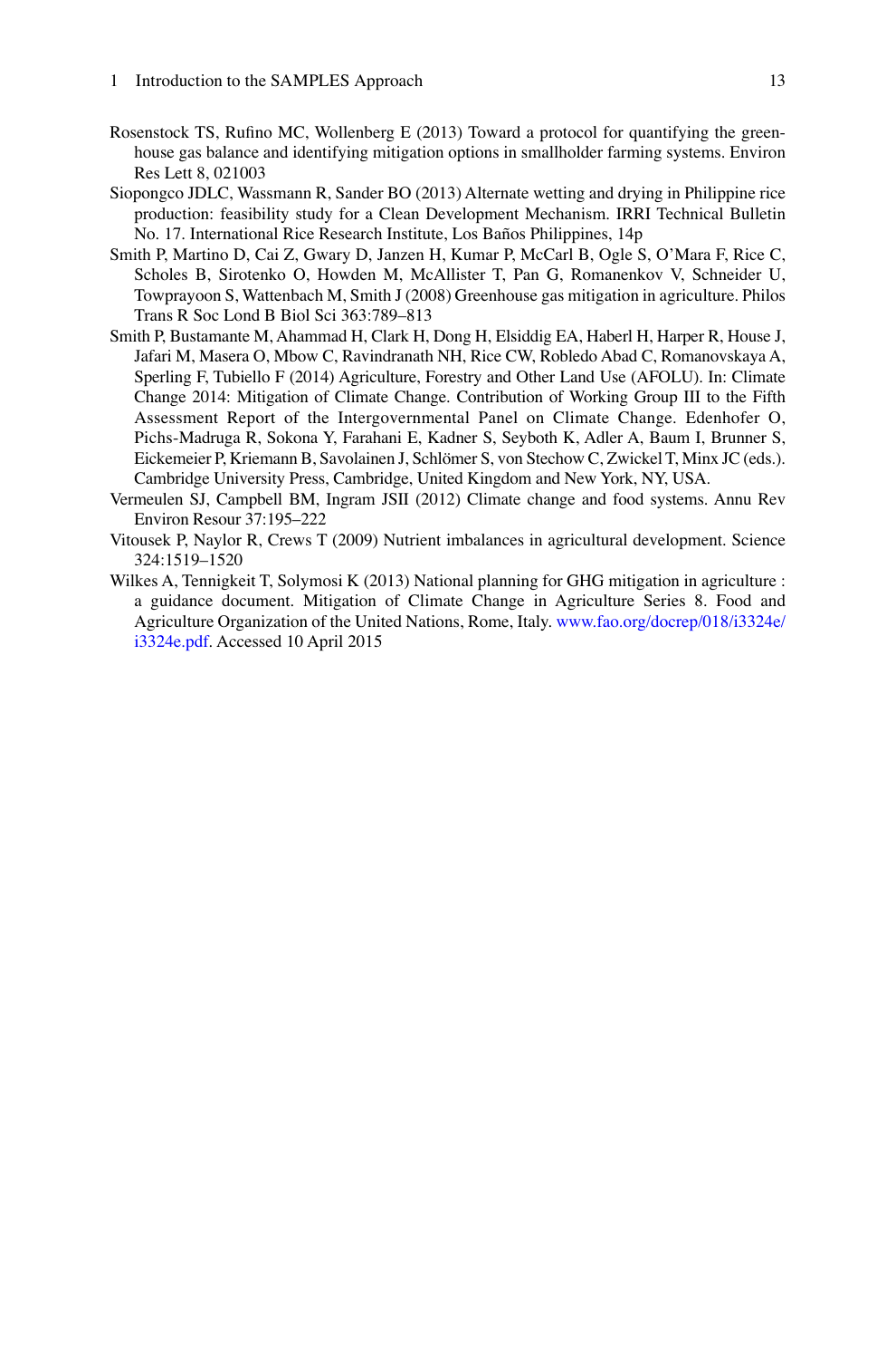Rosenstock TS, Rufino MC, Wollenberg E (2013) Toward a protocol for quantifying the greenhouse gas balance and identifying mitigation options in smallholder farming systems. Environ Res Lett 8, 021003

Siopongco JDLC, Wassmann R, Sander BO (2013) Alternate wetting and drying in Philippine rice production: feasibility study for a Clean Development Mechanism. IRRI Technical Bulletin No. 17. International Rice Research Institute, Los Baños Philippines, 14p

Smith P, Martino D, Cai Z, Gwary D, Janzen H, Kumar P, McCarl B, Ogle S, O'Mara F, Rice C, Scholes B, Sirotenko O, Howden M, McAllister T, Pan G, Romanenkov V, Schneider U, Towprayoon S, Wattenbach M, Smith J (2008) Greenhouse gas mitigation in agriculture. Philos Trans R Soc Lond B Biol Sci 363:789–813

Smith P, Bustamante M, Ahammad H, Clark H, Dong H, Elsiddig EA, Haberl H, Harper R, House J, Jafari M, Masera O, Mbow C, Ravindranath NH, Rice CW, Robledo Abad C, Romanovskaya A, Sperling F, Tubiello F (2014) Agriculture, Forestry and Other Land Use (AFOLU). In: Climate Change 2014: Mitigation of Climate Change. Contribution of Working Group III to the Fifth Assessment Report of the Intergovernmental Panel on Climate Change. Edenhofer O, Pichs-Madruga R, Sokona Y, Farahani E, Kadner S, Seyboth K, Adler A, Baum I, Brunner S, Eickemeier P, Kriemann B, Savolainen J, Schlömer S, von Stechow C, Zwickel T, Minx JC (eds.). Cambridge University Press, Cambridge, United Kingdom and New York, NY, USA.

Vermeulen SJ, Campbell BM, Ingram JSII (2012) Climate change and food systems. Annu Rev Environ Resour 37:195–222

Vitousek P, Naylor R, Crews T (2009) Nutrient imbalances in agricultural development. Science 324:1519–1520

Wilkes A, Tennigkeit T, Solymosi K (2013) National planning for GHG mitigation in agriculture : a guidance document. Mitigation of Climate Change in Agriculture Series 8. Food and Agriculture Organization of the United Nations, Rome, Italy. www.fao.org/docrep/018/i3324e/i3324e.pdf. Accessed 10 April 2015